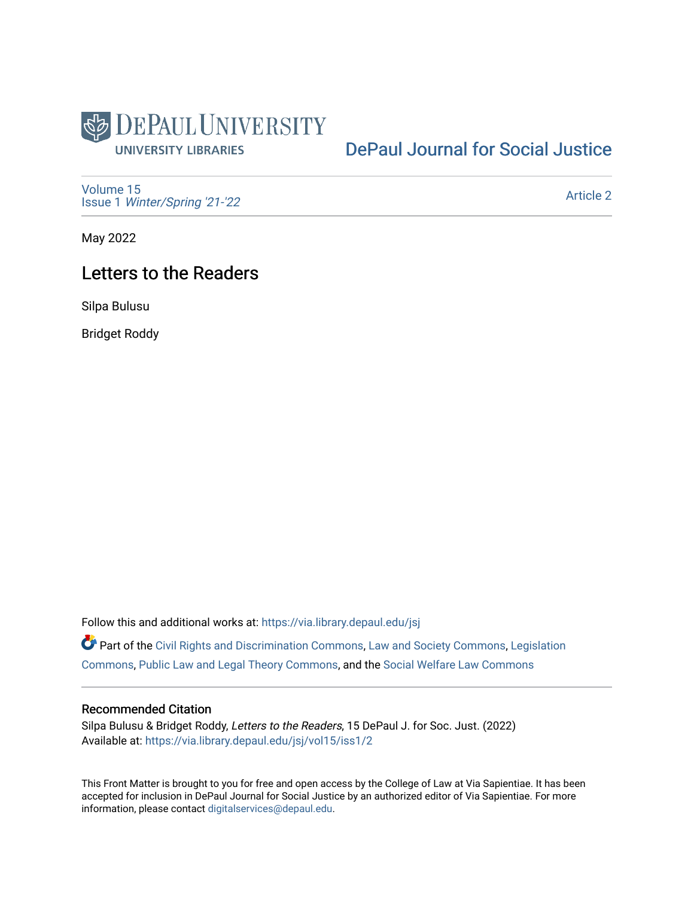DePaul University Libraries

DePaul Journal for Social Justice

Volume 15
Issue 1 *Winter/Spring '21-'22*

Article 2

May 2022

# Letters to the Readers

Silpa Bulusu

Bridget Roddy

Follow this and additional works at: https://via.library.depaul.edu/jsj

Part of the Civil Rights and Discrimination Commons, Law and Society Commons, Legislation Commons, Public Law and Legal Theory Commons, and the Social Welfare Law Commons

## Recommended Citation

Silpa Bulusu & Bridget Roddy, *Letters to the Readers*, 15 DePaul J. for Soc. Just. (2022)
Available at: https://via.library.depaul.edu/jsj/vol15/iss1/2

This Front Matter is brought to you for free and open access by the College of Law at Via Sapientiae. It has been accepted for inclusion in DePaul Journal for Social Justice by an authorized editor of Via Sapientiae. For more information, please contact digitalservices@depaul.edu.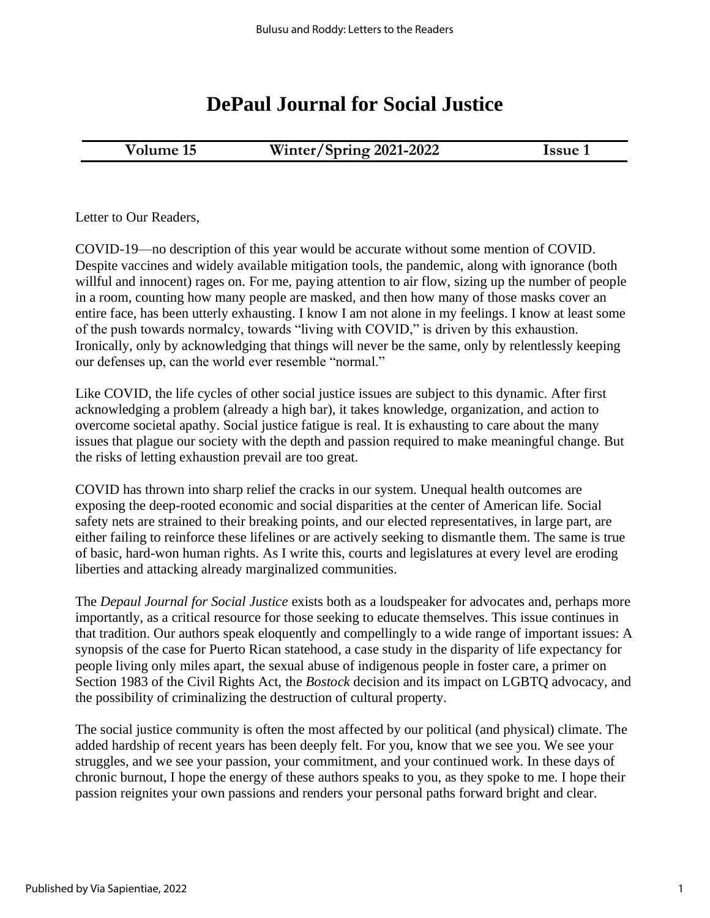# DePaul Journal for Social Justice

| Volume 15 | Winter/Spring 2021-2022 | Issue 1 |
| --- | --- | --- |

Letter to Our Readers,

COVID-19—no description of this year would be accurate without some mention of COVID. Despite vaccines and widely available mitigation tools, the pandemic, along with ignorance (both willful and innocent) rages on. For me, paying attention to air flow, sizing up the number of people in a room, counting how many people are masked, and then how many of those masks cover an entire face, has been utterly exhausting. I know I am not alone in my feelings. I know at least some of the push towards normalcy, towards "living with COVID," is driven by this exhaustion. Ironically, only by acknowledging that things will never be the same, only by relentlessly keeping our defenses up, can the world ever resemble "normal."

Like COVID, the life cycles of other social justice issues are subject to this dynamic. After first acknowledging a problem (already a high bar), it takes knowledge, organization, and action to overcome societal apathy. Social justice fatigue is real. It is exhausting to care about the many issues that plague our society with the depth and passion required to make meaningful change. But the risks of letting exhaustion prevail are too great.

COVID has thrown into sharp relief the cracks in our system. Unequal health outcomes are exposing the deep-rooted economic and social disparities at the center of American life. Social safety nets are strained to their breaking points, and our elected representatives, in large part, are either failing to reinforce these lifelines or are actively seeking to dismantle them. The same is true of basic, hard-won human rights. As I write this, courts and legislatures at every level are eroding liberties and attacking already marginalized communities.

The *Depaul Journal for Social Justice* exists both as a loudspeaker for advocates and, perhaps more importantly, as a critical resource for those seeking to educate themselves. This issue continues in that tradition. Our authors speak eloquently and compellingly to a wide range of important issues: A synopsis of the case for Puerto Rican statehood, a case study in the disparity of life expectancy for people living only miles apart, the sexual abuse of indigenous people in foster care, a primer on Section 1983 of the Civil Rights Act, the *Bostock* decision and its impact on LGBTQ advocacy, and the possibility of criminalizing the destruction of cultural property.

The social justice community is often the most affected by our political (and physical) climate. The added hardship of recent years has been deeply felt. For you, know that we see you. We see your struggles, and we see your passion, your commitment, and your continued work. In these days of chronic burnout, I hope the energy of these authors speaks to you, as they spoke to me. I hope their passion reignites your own passions and renders your personal paths forward bright and clear.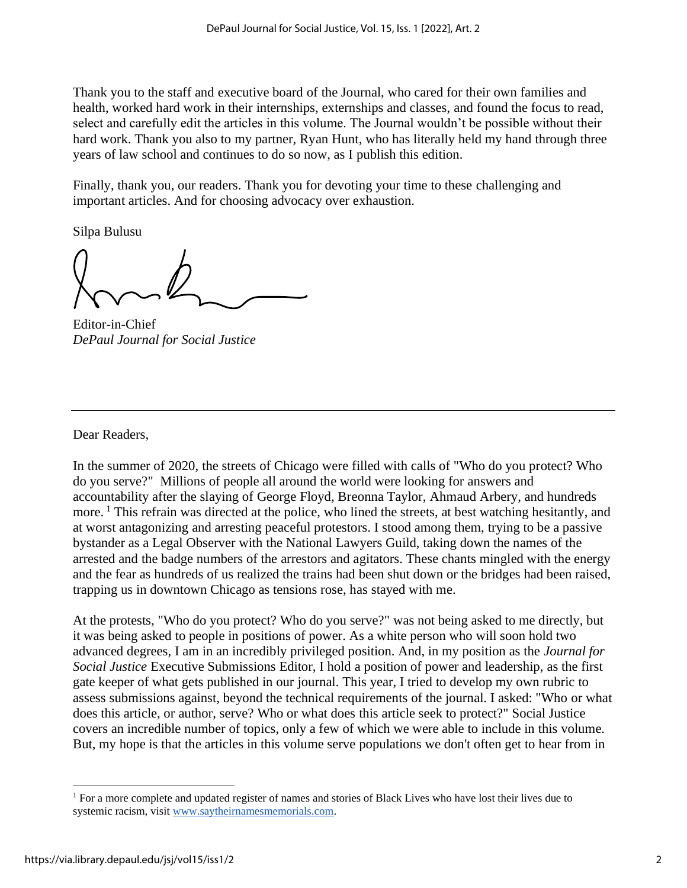Thank you to the staff and executive board of the Journal, who cared for their own families and health, worked hard work in their internships, externships and classes, and found the focus to read, select and carefully edit the articles in this volume. The Journal wouldn't be possible without their hard work. Thank you also to my partner, Ryan Hunt, who has literally held my hand through three years of law school and continues to do so now, as I publish this edition.

Finally, thank you, our readers. Thank you for devoting your time to these challenging and important articles. And for choosing advocacy over exhaustion.

Silpa Bulusu

Editor-in-Chief
*DePaul Journal for Social Justice*

---

Dear Readers,

In the summer of 2020, the streets of Chicago were filled with calls of "Who do you protect? Who do you serve?" Millions of people all around the world were looking for answers and accountability after the slaying of George Floyd, Breonna Taylor, Ahmaud Arbery, and hundreds more. [1] This refrain was directed at the police, who lined the streets, at best watching hesitantly, and at worst antagonizing and arresting peaceful protestors. I stood among them, trying to be a passive bystander as a Legal Observer with the National Lawyers Guild, taking down the names of the arrested and the badge numbers of the arrestors and agitators. These chants mingled with the energy and the fear as hundreds of us realized the trains had been shut down or the bridges had been raised, trapping us in downtown Chicago as tensions rose, has stayed with me.

At the protests, "Who do you protect? Who do you serve?" was not being asked to me directly, but it was being asked to people in positions of power. As a white person who will soon hold two advanced degrees, I am in an incredibly privileged position. And, in my position as the *Journal for Social Justice* Executive Submissions Editor, I hold a position of power and leadership, as the first gate keeper of what gets published in our journal. This year, I tried to develop my own rubric to assess submissions against, beyond the technical requirements of the journal. I asked: "Who or what does this article, or author, serve? Who or what does this article seek to protect?" Social Justice covers an incredible number of topics, only a few of which we were able to include in this volume. But, my hope is that the articles in this volume serve populations we don't often get to hear from in

---

[1] For a more complete and updated register of names and stories of Black Lives who have lost their lives due to systemic racism, visit www.saytheirnamesmemorials.com.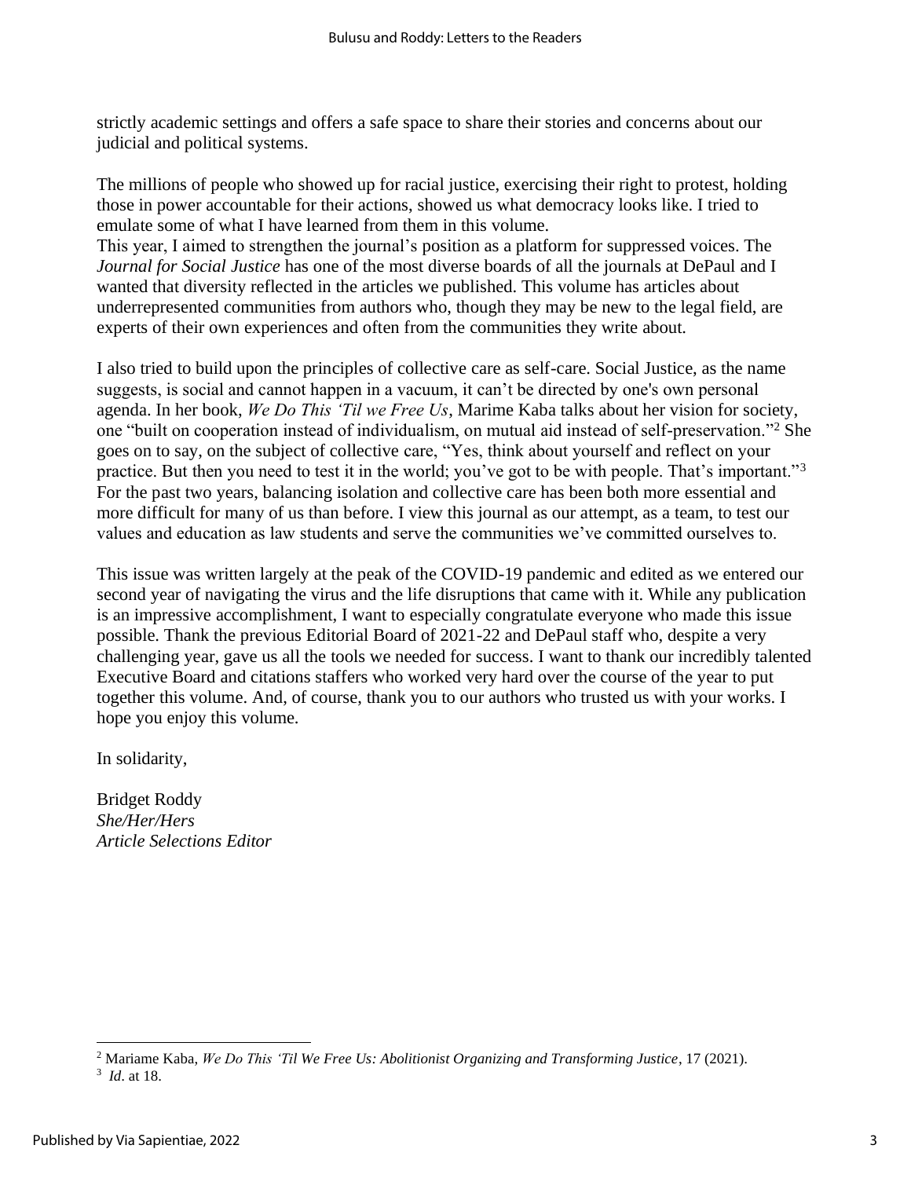strictly academic settings and offers a safe space to share their stories and concerns about our judicial and political systems.

The millions of people who showed up for racial justice, exercising their right to protest, holding those in power accountable for their actions, showed us what democracy looks like. I tried to emulate some of what I have learned from them in this volume.
This year, I aimed to strengthen the journal's position as a platform for suppressed voices. The *Journal for Social Justice* has one of the most diverse boards of all the journals at DePaul and I wanted that diversity reflected in the articles we published. This volume has articles about underrepresented communities from authors who, though they may be new to the legal field, are experts of their own experiences and often from the communities they write about.

I also tried to build upon the principles of collective care as self-care. Social Justice, as the name suggests, is social and cannot happen in a vacuum, it can't be directed by one's own personal agenda. In her book, *We Do This 'Til we Free Us*, Marime Kaba talks about her vision for society, one "built on cooperation instead of individualism, on mutual aid instead of self-preservation."[2] She goes on to say, on the subject of collective care, "Yes, think about yourself and reflect on your practice. But then you need to test it in the world; you've got to be with people. That's important."[3] For the past two years, balancing isolation and collective care has been both more essential and more difficult for many of us than before. I view this journal as our attempt, as a team, to test our values and education as law students and serve the communities we've committed ourselves to.

This issue was written largely at the peak of the COVID-19 pandemic and edited as we entered our second year of navigating the virus and the life disruptions that came with it. While any publication is an impressive accomplishment, I want to especially congratulate everyone who made this issue possible. Thank the previous Editorial Board of 2021-22 and DePaul staff who, despite a very challenging year, gave us all the tools we needed for success. I want to thank our incredibly talented Executive Board and citations staffers who worked very hard over the course of the year to put together this volume. And, of course, thank you to our authors who trusted us with your works. I hope you enjoy this volume.

In solidarity,

Bridget Roddy
*She/Her/Hers*
*Article Selections Editor*

---

[2] Mariame Kaba, *We Do This 'Til We Free Us: Abolitionist Organizing and Transforming Justice*, 17 (2021).

[3] *Id*. at 18.